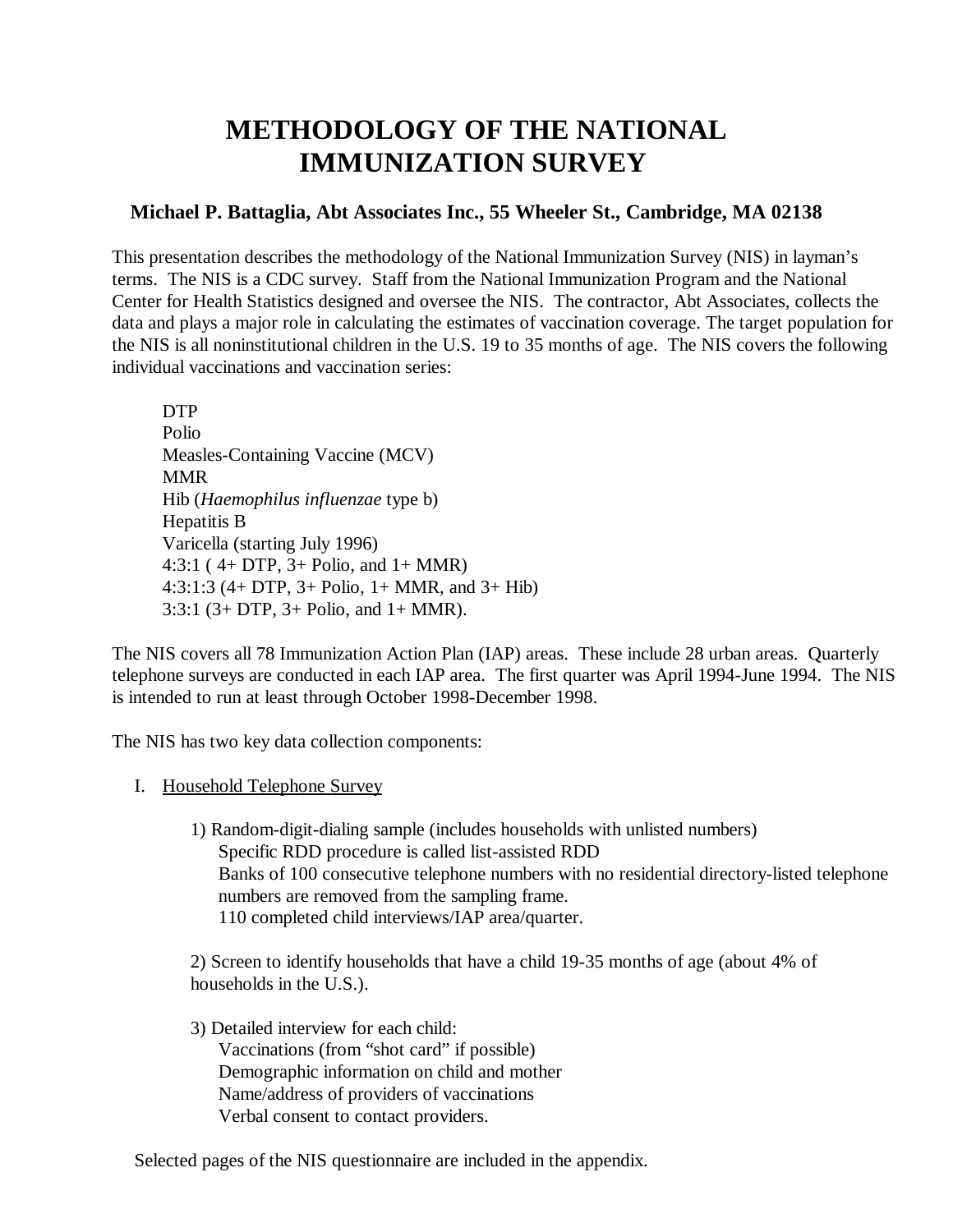# METHODOLOGY OF THE NATIONAL IMMUNIZATION SURVEY

**Michael P. Battaglia, Abt Associates Inc., 55 Wheeler St., Cambridge, MA 02138**

This presentation describes the methodology of the National Immunization Survey (NIS) in layman's terms. The NIS is a CDC survey. Staff from the National Immunization Program and the National Center for Health Statistics designed and oversee the NIS. The contractor, Abt Associates, collects the data and plays a major role in calculating the estimates of vaccination coverage. The target population for the NIS is all noninstitutional children in the U.S. 19 to 35 months of age. The NIS covers the following individual vaccinations and vaccination series:

DTP
Polio
Measles-Containing Vaccine (MCV)
MMR
Hib (*Haemophilus influenzae* type b)
Hepatitis B
Varicella (starting July 1996)
4:3:1 ( 4+ DTP, 3+ Polio, and 1+ MMR)
4:3:1:3 (4+ DTP, 3+ Polio, 1+ MMR, and 3+ Hib)
3:3:1 (3+ DTP, 3+ Polio, and 1+ MMR).

The NIS covers all 78 Immunization Action Plan (IAP) areas. These include 28 urban areas. Quarterly telephone surveys are conducted in each IAP area. The first quarter was April 1994-June 1994. The NIS is intended to run at least through October 1998-December 1998.

The NIS has two key data collection components:

I. Household Telephone Survey

1) Random-digit-dialing sample (includes households with unlisted numbers)
Specific RDD procedure is called list-assisted RDD
Banks of 100 consecutive telephone numbers with no residential directory-listed telephone numbers are removed from the sampling frame.
110 completed child interviews/IAP area/quarter.

2) Screen to identify households that have a child 19-35 months of age (about 4% of households in the U.S.).

3) Detailed interview for each child:
Vaccinations (from "shot card" if possible)
Demographic information on child and mother
Name/address of providers of vaccinations
Verbal consent to contact providers.

Selected pages of the NIS questionnaire are included in the appendix.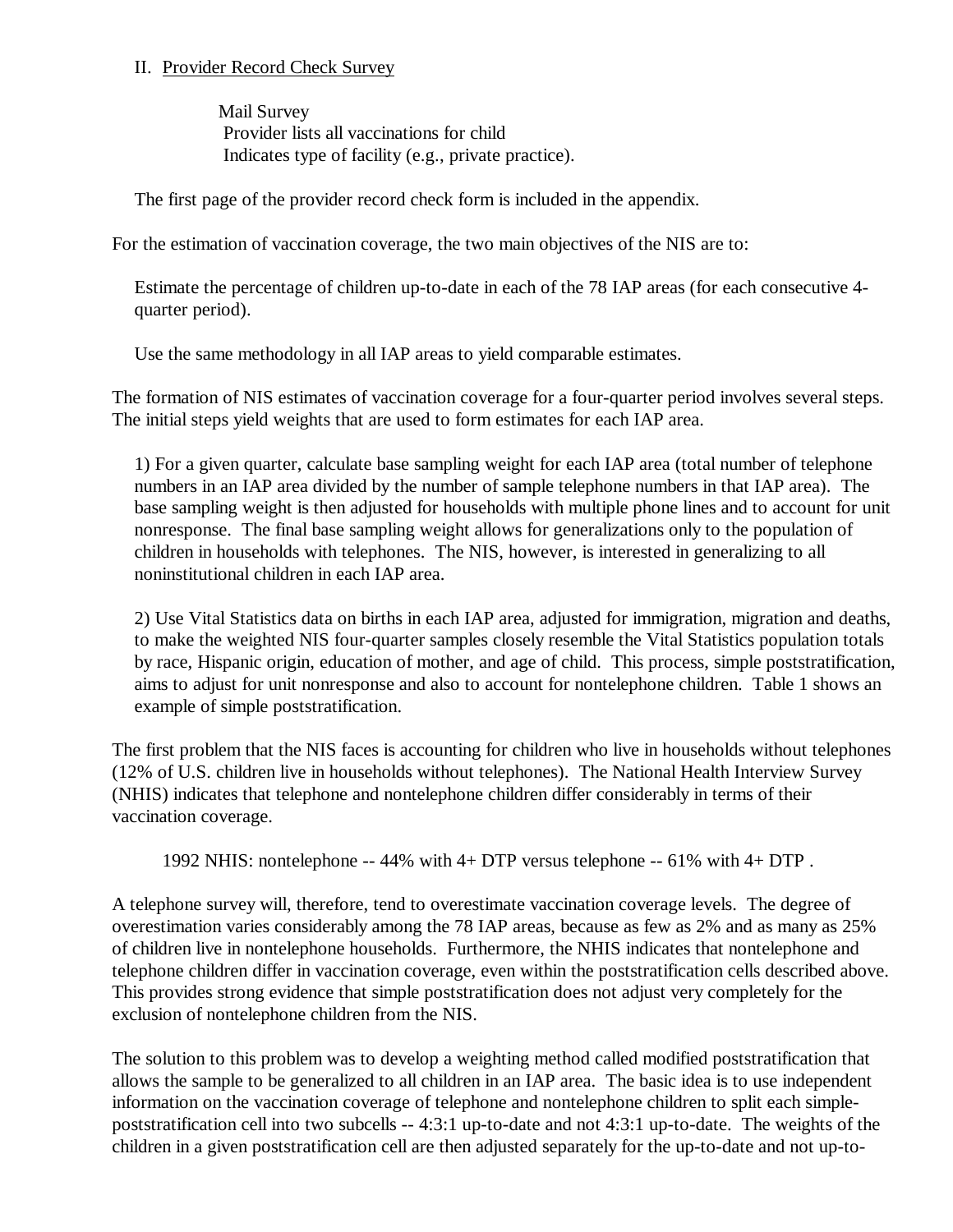II. Provider Record Check Survey

Mail Survey
Provider lists all vaccinations for child
Indicates type of facility (e.g., private practice).

The first page of the provider record check form is included in the appendix.

For the estimation of vaccination coverage, the two main objectives of the NIS are to:

Estimate the percentage of children up-to-date in each of the 78 IAP areas (for each consecutive 4-quarter period).

Use the same methodology in all IAP areas to yield comparable estimates.

The formation of NIS estimates of vaccination coverage for a four-quarter period involves several steps. The initial steps yield weights that are used to form estimates for each IAP area.

1) For a given quarter, calculate base sampling weight for each IAP area (total number of telephone numbers in an IAP area divided by the number of sample telephone numbers in that IAP area). The base sampling weight is then adjusted for households with multiple phone lines and to account for unit nonresponse. The final base sampling weight allows for generalizations only to the population of children in households with telephones. The NIS, however, is interested in generalizing to all noninstitutional children in each IAP area.

2) Use Vital Statistics data on births in each IAP area, adjusted for immigration, migration and deaths, to make the weighted NIS four-quarter samples closely resemble the Vital Statistics population totals by race, Hispanic origin, education of mother, and age of child. This process, simple poststratification, aims to adjust for unit nonresponse and also to account for nontelephone children. Table 1 shows an example of simple poststratification.

The first problem that the NIS faces is accounting for children who live in households without telephones (12% of U.S. children live in households without telephones). The National Health Interview Survey (NHIS) indicates that telephone and nontelephone children differ considerably in terms of their vaccination coverage.

1992 NHIS: nontelephone -- 44% with 4+ DTP versus telephone -- 61% with 4+ DTP .

A telephone survey will, therefore, tend to overestimate vaccination coverage levels. The degree of overestimation varies considerably among the 78 IAP areas, because as few as 2% and as many as 25% of children live in nontelephone households. Furthermore, the NHIS indicates that nontelephone and telephone children differ in vaccination coverage, even within the poststratification cells described above. This provides strong evidence that simple poststratification does not adjust very completely for the exclusion of nontelephone children from the NIS.

The solution to this problem was to develop a weighting method called modified poststratification that allows the sample to be generalized to all children in an IAP area. The basic idea is to use independent information on the vaccination coverage of telephone and nontelephone children to split each simple-poststratification cell into two subcells -- 4:3:1 up-to-date and not 4:3:1 up-to-date. The weights of the children in a given poststratification cell are then adjusted separately for the up-to-date and not up-to-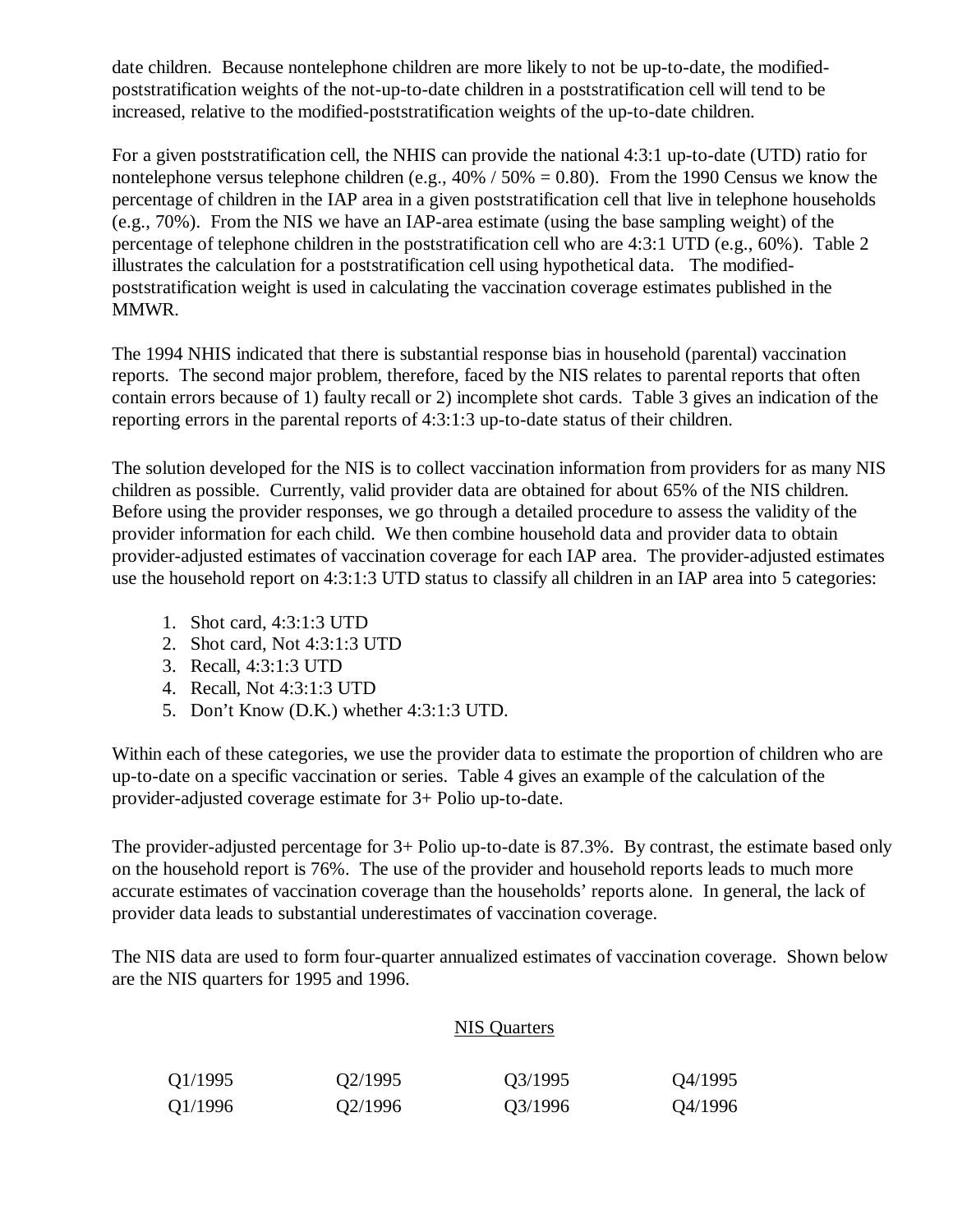date children. Because nontelephone children are more likely to not be up-to-date, the modified-poststratification weights of the not-up-to-date children in a poststratification cell will tend to be increased, relative to the modified-poststratification weights of the up-to-date children.

For a given poststratification cell, the NHIS can provide the national 4:3:1 up-to-date (UTD) ratio for nontelephone versus telephone children (e.g., 40% / 50% = 0.80). From the 1990 Census we know the percentage of children in the IAP area in a given poststratification cell that live in telephone households (e.g., 70%). From the NIS we have an IAP-area estimate (using the base sampling weight) of the percentage of telephone children in the poststratification cell who are 4:3:1 UTD (e.g., 60%). Table 2 illustrates the calculation for a poststratification cell using hypothetical data. The modified-poststratification weight is used in calculating the vaccination coverage estimates published in the MMWR.

The 1994 NHIS indicated that there is substantial response bias in household (parental) vaccination reports. The second major problem, therefore, faced by the NIS relates to parental reports that often contain errors because of 1) faulty recall or 2) incomplete shot cards. Table 3 gives an indication of the reporting errors in the parental reports of 4:3:1:3 up-to-date status of their children.

The solution developed for the NIS is to collect vaccination information from providers for as many NIS children as possible. Currently, valid provider data are obtained for about 65% of the NIS children. Before using the provider responses, we go through a detailed procedure to assess the validity of the provider information for each child. We then combine household data and provider data to obtain provider-adjusted estimates of vaccination coverage for each IAP area. The provider-adjusted estimates use the household report on 4:3:1:3 UTD status to classify all children in an IAP area into 5 categories:

1. Shot card, 4:3:1:3 UTD
2. Shot card, Not 4:3:1:3 UTD
3. Recall, 4:3:1:3 UTD
4. Recall, Not 4:3:1:3 UTD
5. Don't Know (D.K.) whether 4:3:1:3 UTD.

Within each of these categories, we use the provider data to estimate the proportion of children who are up-to-date on a specific vaccination or series. Table 4 gives an example of the calculation of the provider-adjusted coverage estimate for 3+ Polio up-to-date.

The provider-adjusted percentage for 3+ Polio up-to-date is 87.3%. By contrast, the estimate based only on the household report is 76%. The use of the provider and household reports leads to much more accurate estimates of vaccination coverage than the households' reports alone. In general, the lack of provider data leads to substantial underestimates of vaccination coverage.

The NIS data are used to form four-quarter annualized estimates of vaccination coverage. Shown below are the NIS quarters for 1995 and 1996.

NIS Quarters

| | | | |
|---|---|---|---|
| Q1/1995 | Q2/1995 | Q3/1995 | Q4/1995 |
| Q1/1996 | Q2/1996 | Q3/1996 | Q4/1996 |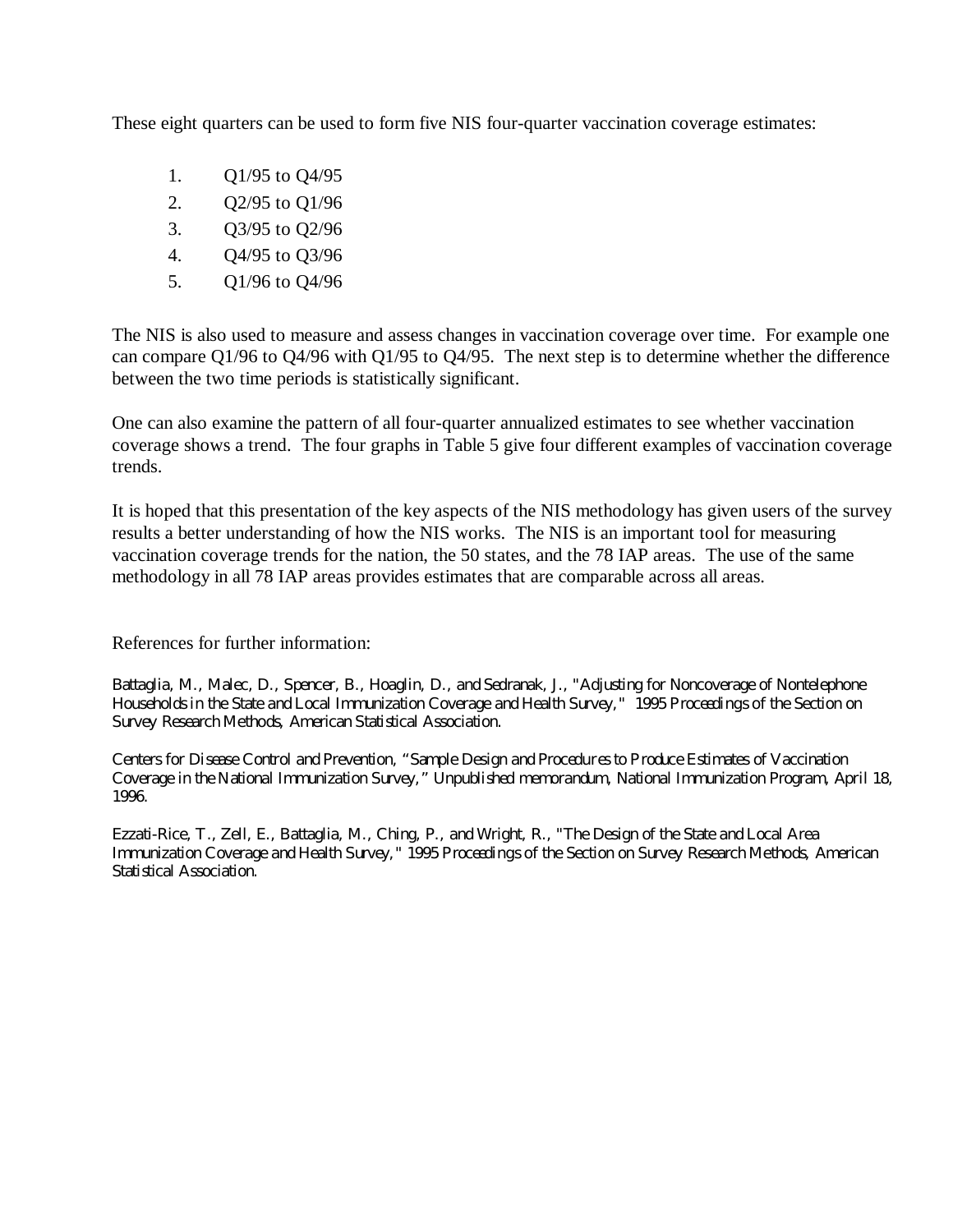These eight quarters can be used to form five NIS four-quarter vaccination coverage estimates:

1. Q1/95 to Q4/95
2. Q2/95 to Q1/96
3. Q3/95 to Q2/96
4. Q4/95 to Q3/96
5. Q1/96 to Q4/96

The NIS is also used to measure and assess changes in vaccination coverage over time. For example one can compare Q1/96 to Q4/96 with Q1/95 to Q4/95. The next step is to determine whether the difference between the two time periods is statistically significant.

One can also examine the pattern of all four-quarter annualized estimates to see whether vaccination coverage shows a trend. The four graphs in Table 5 give four different examples of vaccination coverage trends.

It is hoped that this presentation of the key aspects of the NIS methodology has given users of the survey results a better understanding of how the NIS works. The NIS is an important tool for measuring vaccination coverage trends for the nation, the 50 states, and the 78 IAP areas. The use of the same methodology in all 78 IAP areas provides estimates that are comparable across all areas.

References for further information:

Battaglia, M., Malec, D., Spencer, B., Hoaglin, D., and Sedranak, J., "Adjusting for Noncoverage of Nontelephone Households in the State and Local Immunization Coverage and Health Survey," *1995 Proceedings of the Section on Survey Research Methods,* American Statistical Association.

Centers for Disease Control and Prevention, "Sample Design and Procedures to Produce Estimates of Vaccination Coverage in the National Immunization Survey," Unpublished memorandum, National Immunization Program, April 18, 1996.

Ezzati-Rice, T., Zell, E., Battaglia, M., Ching, P., and Wright, R., "The Design of the State and Local Area Immunization Coverage and Health Survey," *1995 Proceedings of the Section on Survey Research Methods,* American Statistical Association.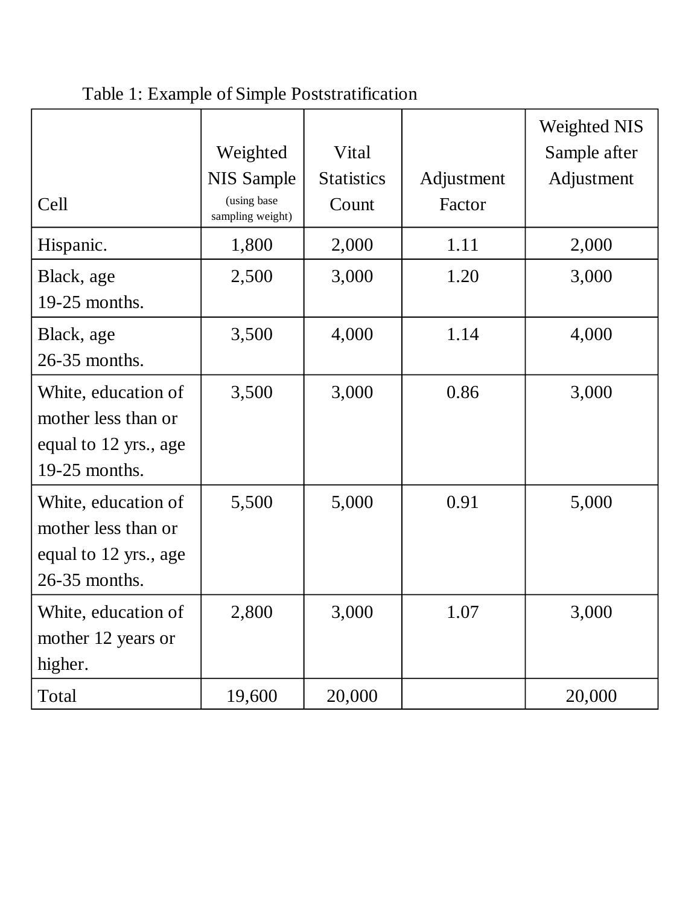Table 1: Example of Simple Poststratification

| Cell | Weighted NIS Sample (using base sampling weight) | Vital Statistics Count | Adjustment Factor | Weighted NIS Sample after Adjustment |
|---|---|---|---|---|
| Hispanic. | 1,800 | 2,000 | 1.11 | 2,000 |
| Black, age 19-25 months. | 2,500 | 3,000 | 1.20 | 3,000 |
| Black, age 26-35 months. | 3,500 | 4,000 | 1.14 | 4,000 |
| White, education of mother less than or equal to 12 yrs., age 19-25 months. | 3,500 | 3,000 | 0.86 | 3,000 |
| White, education of mother less than or equal to 12 yrs., age 26-35 months. | 5,500 | 5,000 | 0.91 | 5,000 |
| White, education of mother 12 years or higher. | 2,800 | 3,000 | 1.07 | 3,000 |
| Total | 19,600 | 20,000 | | 20,000 |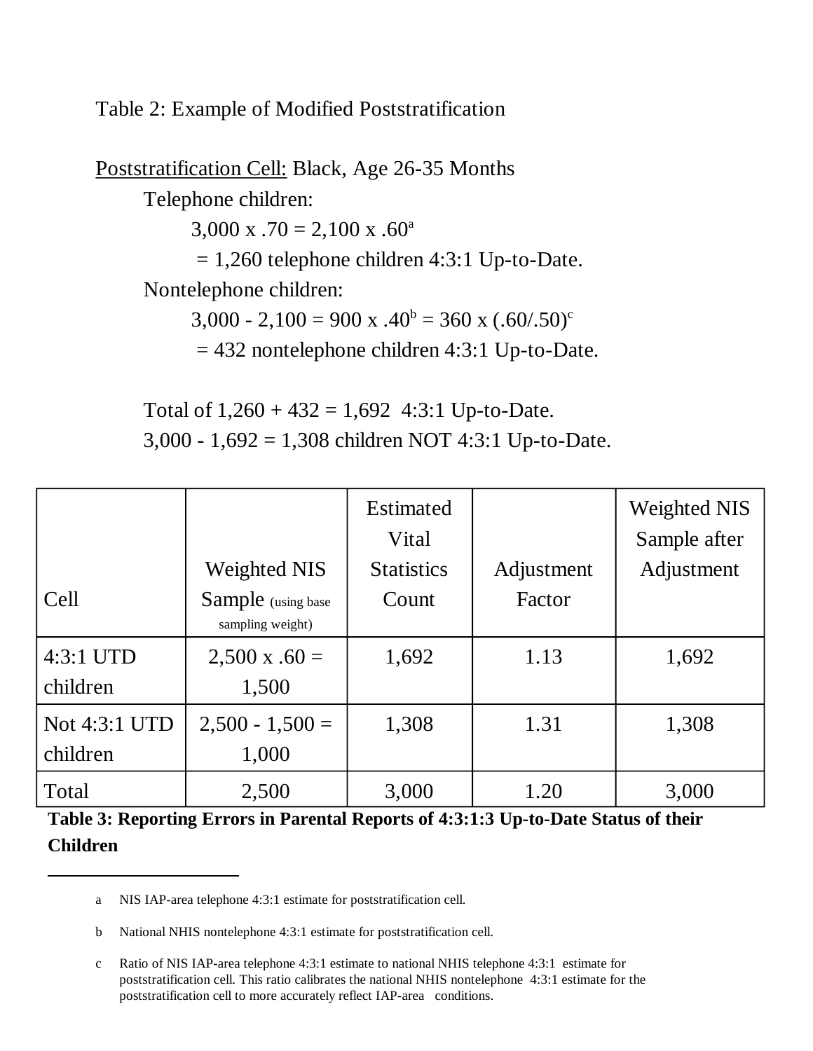Table 2: Example of Modified Poststratification

Poststratification Cell: Black, Age 26-35 Months

Telephone children:

3,000 x .70 = 2,100 x .60[a]

= 1,260 telephone children 4:3:1 Up-to-Date.

Nontelephone children:

3,000 - 2,100 = 900 x .40[b] = 360 x (.60/.50)[c]

= 432 nontelephone children 4:3:1 Up-to-Date.

Total of 1,260 + 432 = 1,692 4:3:1 Up-to-Date.

3,000 - 1,692 = 1,308 children NOT 4:3:1 Up-to-Date.

| Cell | Weighted NIS Sample (using base sampling weight) | Estimated Vital Statistics Count | Adjustment Factor | Weighted NIS Sample after Adjustment |
|---|---|---|---|---|
| 4:3:1 UTD children | 2,500 x .60 = 1,500 | 1,692 | 1.13 | 1,692 |
| Not 4:3:1 UTD children | 2,500 - 1,500 = 1,000 | 1,308 | 1.31 | 1,308 |
| Total | 2,500 | 3,000 | 1.20 | 3,000 |

**Table 3: Reporting Errors in Parental Reports of 4:3:1:3 Up-to-Date Status of their Children**

---

a NIS IAP-area telephone 4:3:1 estimate for poststratification cell.

b National NHIS nontelephone 4:3:1 estimate for poststratification cell.

c Ratio of NIS IAP-area telephone 4:3:1 estimate to national NHIS telephone 4:3:1 estimate for poststratification cell. This ratio calibrates the national NHIS nontelephone 4:3:1 estimate for the poststratification cell to more accurately reflect IAP-area conditions.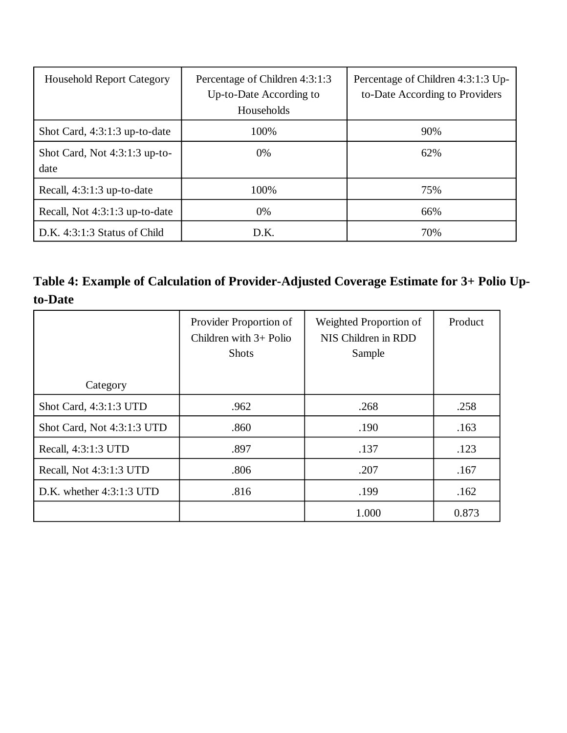| Household Report Category | Percentage of Children 4:3:1:3 Up-to-Date According to Households | Percentage of Children 4:3:1:3 Up-to-Date According to Providers |
|---|---|---|
| Shot Card, 4:3:1:3 up-to-date | 100% | 90% |
| Shot Card, Not 4:3:1:3 up-to-date | 0% | 62% |
| Recall, 4:3:1:3 up-to-date | 100% | 75% |
| Recall, Not 4:3:1:3 up-to-date | 0% | 66% |
| D.K. 4:3:1:3 Status of Child | D.K. | 70% |

**Table 4: Example of Calculation of Provider-Adjusted Coverage Estimate for 3+ Polio Up-to-Date**

| Category | Provider Proportion of Children with 3+ Polio Shots | Weighted Proportion of NIS Children in RDD Sample | Product |
|---|---|---|---|
| Shot Card, 4:3:1:3 UTD | .962 | .268 | .258 |
| Shot Card, Not 4:3:1:3 UTD | .860 | .190 | .163 |
| Recall, 4:3:1:3 UTD | .897 | .137 | .123 |
| Recall, Not 4:3:1:3 UTD | .806 | .207 | .167 |
| D.K. whether 4:3:1:3 UTD | .816 | .199 | .162 |
| | | 1.000 | 0.873 |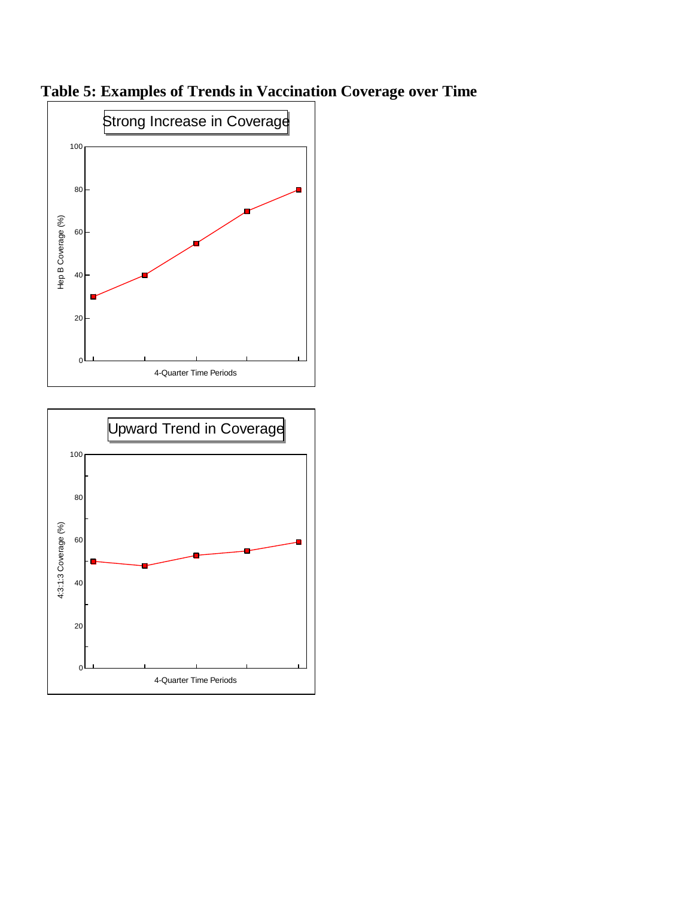**Table 5: Examples of Trends in Vaccination Coverage over Time**

Strong Increase in Coverage

Hep B Coverage (%)

4-Quarter Time Periods

Upward Trend in Coverage

4:3:1:3 Coverage (%)

4-Quarter Time Periods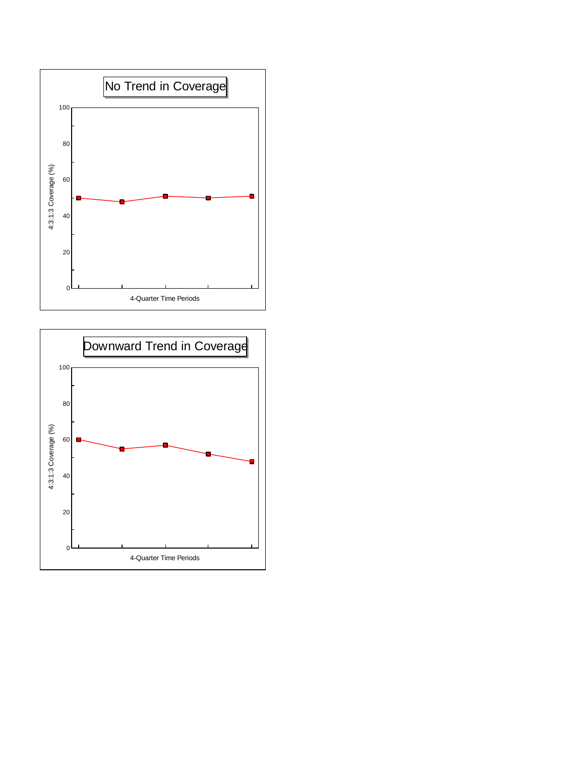## No Trend in Coverage

4:3:1:3 Coverage (%)

100
80
60
40
20
0

4-Quarter Time Periods

## Downward Trend in Coverage

4:3:1:3 Coverage (%)

100
80
60
40
20
0

4-Quarter Time Periods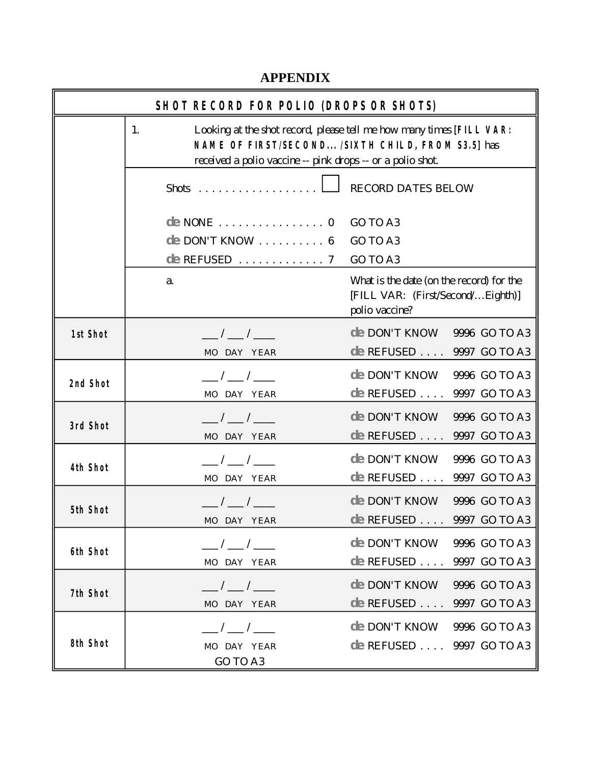# APPENDIX

| SHOT RECORD FOR POLIO (DROPS OR SHOTS) | | |
|---|---|---|
| | 1. Looking at the shot record, please tell me how many times [FILL VAR: NAME OF FIRST/SECOND.../SIXTH CHILD, FROM S3.5] has received a polio vaccine -- pink drops -- or a polio shot. | |
| | Shots . . . . . . . . . . . . . . . . . . ☐ | RECORD DATES BELOW |
| | NONE . . . . . . . . . . . . . . . . 0 | GO TO A3 |
| | DON'T KNOW . . . . . . . . . . 6 | GO TO A3 |
| | REFUSED . . . . . . . . . . . . . 7 | GO TO A3 |
| | a. | What is the date (on the record) for the [FILL VAR: (First/Second/…Eighth)] polio vaccine? |
| 1st Shot | ___ / ___ / ____ MO DAY YEAR | DON'T KNOW 9996 GO TO A3<br>REFUSED . . . . 9997 GO TO A3 |
| 2nd Shot | ___ / ___ / ____ MO DAY YEAR | DON'T KNOW 9996 GO TO A3<br>REFUSED . . . . 9997 GO TO A3 |
| 3rd Shot | ___ / ___ / ____ MO DAY YEAR | DON'T KNOW 9996 GO TO A3<br>REFUSED . . . . 9997 GO TO A3 |
| 4th Shot | ___ / ___ / ____ MO DAY YEAR | DON'T KNOW 9996 GO TO A3<br>REFUSED . . . . 9997 GO TO A3 |
| 5th Shot | ___ / ___ / ____ MO DAY YEAR | DON'T KNOW 9996 GO TO A3<br>REFUSED . . . . 9997 GO TO A3 |
| 6th Shot | ___ / ___ / ____ MO DAY YEAR | DON'T KNOW 9996 GO TO A3<br>REFUSED . . . . 9997 GO TO A3 |
| 7th Shot | ___ / ___ / ____ MO DAY YEAR | DON'T KNOW 9996 GO TO A3<br>REFUSED . . . . 9997 GO TO A3 |
| 8th Shot | ___ / ___ / ____ MO DAY YEAR<br>GO TO A3 | DON'T KNOW 9996 GO TO A3<br>REFUSED . . . . 9997 GO TO A3 |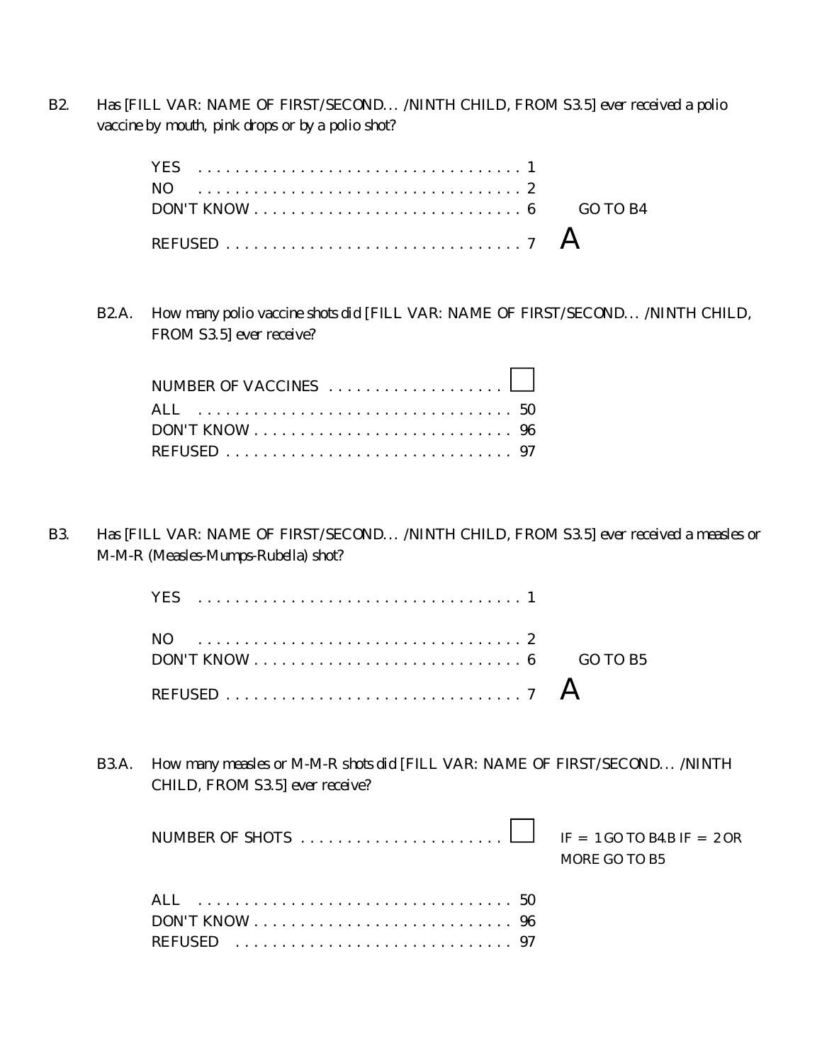B2. Has [FILL VAR: NAME OF FIRST/SECOND... /NINTH CHILD, FROM S3.5] ever received a polio vaccine by mouth, pink drops or by a polio shot?

| | | |
|---|---|---|
| YES | 1 | |
| NO | 2 | |
| DON'T KNOW | 6 | GO TO B4 |
| REFUSED | 7 | A |

B2.A. How many polio vaccine shots did [FILL VAR: NAME OF FIRST/SECOND... /NINTH CHILD, FROM S3.5] ever receive?

| | |
|---|---|
| NUMBER OF VACCINES | ☐ |
| ALL | 50 |
| DON'T KNOW | 96 |
| REFUSED | 97 |

B3. Has [FILL VAR: NAME OF FIRST/SECOND... /NINTH CHILD, FROM S3.5] ever received a measles or M-M-R (Measles-Mumps-Rubella) shot?

| | | |
|---|---|---|
| YES | 1 | |
| NO | 2 | |
| DON'T KNOW | 6 | GO TO B5 |
| REFUSED | 7 | A |

B3.A. How many measles or M-M-R shots did [FILL VAR: NAME OF FIRST/SECOND... /NINTH CHILD, FROM S3.5] ever receive?

| | | |
|---|---|---|
| NUMBER OF SHOTS | ☐ | IF = 1 GO TO B4.B IF = 2 OR MORE GO TO B5 |
| ALL | 50 | |
| DON'T KNOW | 96 | |
| REFUSED | 97 | |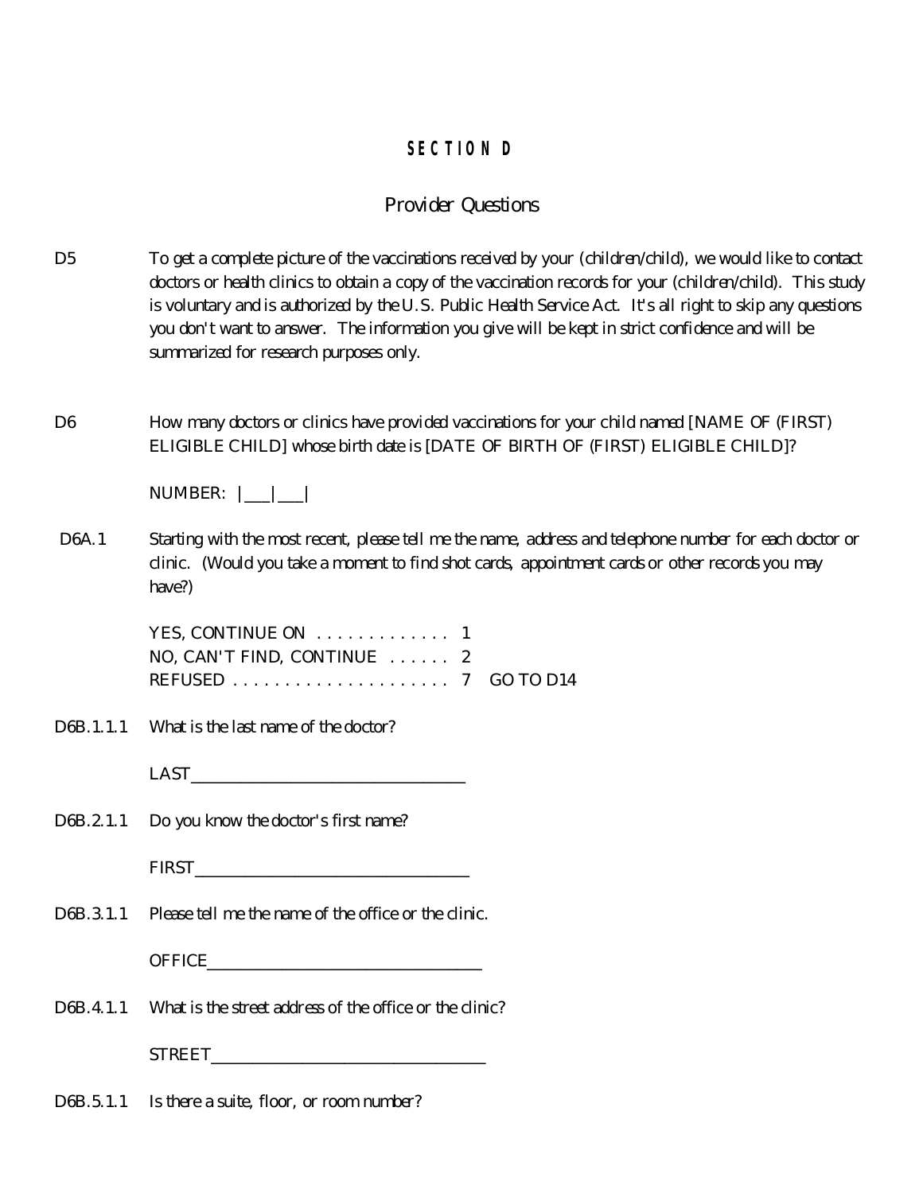# SECTION D

## Provider Questions

D5 To get a complete picture of the vaccinations received by your (children/child), we would like to contact doctors or health clinics to obtain a copy of the vaccination records for your (children/child). This study is voluntary and is authorized by the U.S. Public Health Service Act. It's all right to skip any questions you don't want to answer. The information you give will be kept in strict confidence and will be summarized for research purposes only.

D6 How many doctors or clinics have provided vaccinations for your child named [NAME OF (FIRST) ELIGIBLE CHILD] whose birth date is [DATE OF BIRTH OF (FIRST) ELIGIBLE CHILD]?

NUMBER: |___|___|

D6A.1 Starting with the most recent, please tell me the name, address and telephone number for each doctor or clinic. (Would you take a moment to find shot cards, appointment cards or other records you may have?)

YES, CONTINUE ON . . . . . . . . . . . . . 1
NO, CAN'T FIND, CONTINUE . . . . . . 2
REFUSED . . . . . . . . . . . . . . . . . . . . . . 7 GO TO D14

D6B.1.1.1 What is the last name of the doctor?

LAST_________________________________

D6B.2.1.1 Do you know the doctor's first name?

FIRST_________________________________

D6B.3.1.1 Please tell me the name of the office or the clinic.

OFFICE_________________________________

D6B.4.1.1 What is the street address of the office or the clinic?

STREET_________________________________

D6B.5.1.1 Is there a suite, floor, or room number?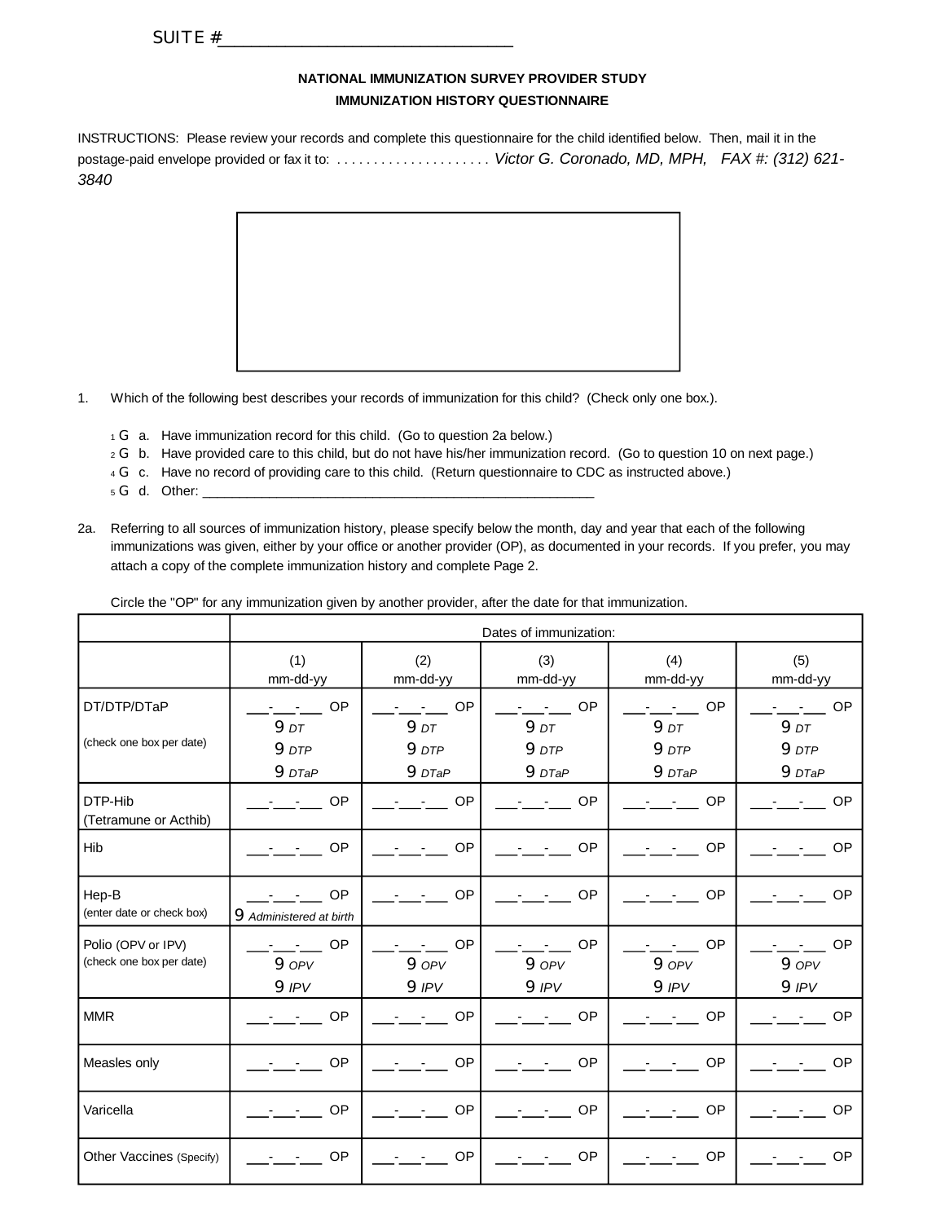SUITE #________________________________

**NATIONAL IMMUNIZATION SURVEY PROVIDER STUDY**

**IMMUNIZATION HISTORY QUESTIONNAIRE**

INSTRUCTIONS: Please review your records and complete this questionnaire for the child identified below. Then, mail it in the postage-paid envelope provided or fax it to: . . . . . . . . . . . . . . . . . . . . . *Victor G. Coronado, MD, MPH, FAX #: (312) 621-3840*

1. Which of the following best describes your records of immunization for this child? (Check only one box.).

   1 G a. Have immunization record for this child. (Go to question 2a below.)
   2 G b. Have provided care to this child, but do not have his/her immunization record. (Go to question 10 on next page.)
   4 G c. Have no record of providing care to this child. (Return questionnaire to CDC as instructed above.)
   5 G d. Other: ____________________________________________________

2a. Referring to all sources of immunization history, please specify below the month, day and year that each of the following immunizations was given, either by your office or another provider (OP), as documented in your records. If you prefer, you may attach a copy of the complete immunization history and complete Page 2.

   Circle the "OP" for any immunization given by another provider, after the date for that immunization.

| | Dates of immunization: | | | | |
|---|---|---|---|---|---|
| | (1) mm-dd-yy | (2) mm-dd-yy | (3) mm-dd-yy | (4) mm-dd-yy | (5) mm-dd-yy |
| DT/DTP/DTaP (check one box per date) | ___-___-___ OP 9 *DT* 9 *DTP* 9 *DTaP* | ___-___-___ OP 9 *DT* 9 *DTP* 9 *DTaP* | ___-___-___ OP 9 *DT* 9 *DTP* 9 *DTaP* | ___-___-___ OP 9 *DT* 9 *DTP* 9 *DTaP* | ___-___-___ OP 9 *DT* 9 *DTP* 9 *DTaP* |
| DTP-Hib (Tetramune or Acthib) | ___-___-___ OP | ___-___-___ OP | ___-___-___ OP | ___-___-___ OP | ___-___-___ OP |
| Hib | ___-___-___ OP | ___-___-___ OP | ___-___-___ OP | ___-___-___ OP | ___-___-___ OP |
| Hep-B (enter date or check box) | ___-___-___ OP 9 *Administered at birth* | ___-___-___ OP | ___-___-___ OP | ___-___-___ OP | ___-___-___ OP |
| Polio (OPV or IPV) (check one box per date) | ___-___-___ OP 9 *OPV* 9 *IPV* | ___-___-___ OP 9 *OPV* 9 *IPV* | ___-___-___ OP 9 *OPV* 9 *IPV* | ___-___-___ OP 9 *OPV* 9 *IPV* | ___-___-___ OP 9 *OPV* 9 *IPV* |
| MMR | ___-___-___ OP | ___-___-___ OP | ___-___-___ OP | ___-___-___ OP | ___-___-___ OP |
| Measles only | ___-___-___ OP | ___-___-___ OP | ___-___-___ OP | ___-___-___ OP | ___-___-___ OP |
| Varicella | ___-___-___ OP | ___-___-___ OP | ___-___-___ OP | ___-___-___ OP | ___-___-___ OP |
| Other Vaccines (Specify) | ___-___-___ OP | ___-___-___ OP | ___-___-___ OP | ___-___-___ OP | ___-___-___ OP |